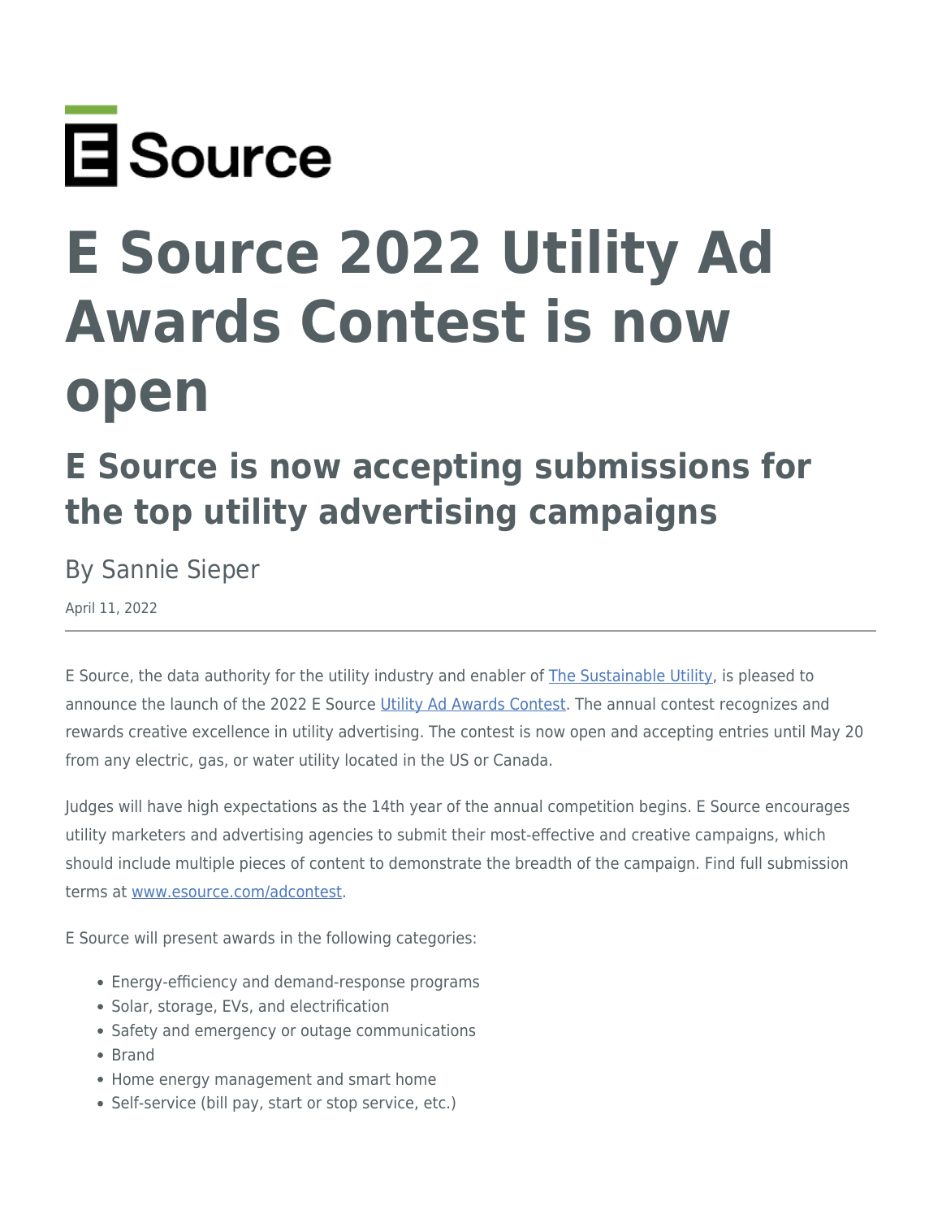# E Source 2022 Utility Ad Awards Contest is now open

## E Source is now accepting submissions for the top utility advertising campaigns

By Sannie Sieper

April 11, 2022

---

E Source, the data authority for the utility industry and enabler of [The Sustainable Utility](), is pleased to announce the launch of the 2022 E Source [Utility Ad Awards Contest](). The annual contest recognizes and rewards creative excellence in utility advertising. The contest is now open and accepting entries until May 20 from any electric, gas, or water utility located in the US or Canada.

Judges will have high expectations as the 14th year of the annual competition begins. E Source encourages utility marketers and advertising agencies to submit their most-effective and creative campaigns, which should include multiple pieces of content to demonstrate the breadth of the campaign. Find full submission terms at [www.esource.com/adcontest]().

E Source will present awards in the following categories:

- Energy-efficiency and demand-response programs
- Solar, storage, EVs, and electrification
- Safety and emergency or outage communications
- Brand
- Home energy management and smart home
- Self-service (bill pay, start or stop service, etc.)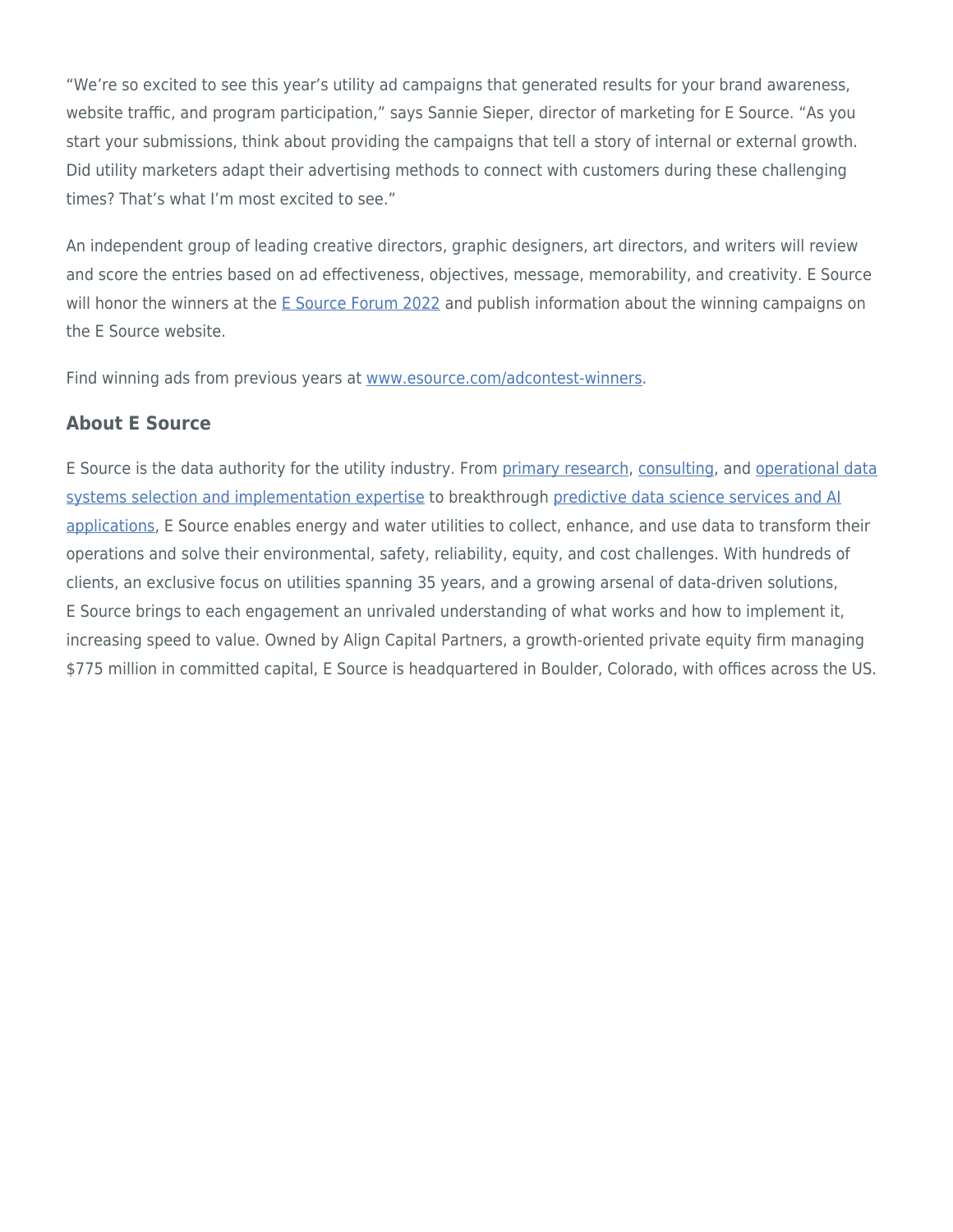"We're so excited to see this year's utility ad campaigns that generated results for your brand awareness, website traffic, and program participation," says Sannie Sieper, director of marketing for E Source. "As you start your submissions, think about providing the campaigns that tell a story of internal or external growth. Did utility marketers adapt their advertising methods to connect with customers during these challenging times? That's what I'm most excited to see."

An independent group of leading creative directors, graphic designers, art directors, and writers will review and score the entries based on ad effectiveness, objectives, message, memorability, and creativity. E Source will honor the winners at the E Source Forum 2022 and publish information about the winning campaigns on the E Source website.

Find winning ads from previous years at www.esource.com/adcontest-winners.

### About E Source

E Source is the data authority for the utility industry. From primary research, consulting, and operational data systems selection and implementation expertise to breakthrough predictive data science services and AI applications, E Source enables energy and water utilities to collect, enhance, and use data to transform their operations and solve their environmental, safety, reliability, equity, and cost challenges. With hundreds of clients, an exclusive focus on utilities spanning 35 years, and a growing arsenal of data-driven solutions, E Source brings to each engagement an unrivaled understanding of what works and how to implement it, increasing speed to value. Owned by Align Capital Partners, a growth-oriented private equity firm managing $775 million in committed capital, E Source is headquartered in Boulder, Colorado, with offices across the US.